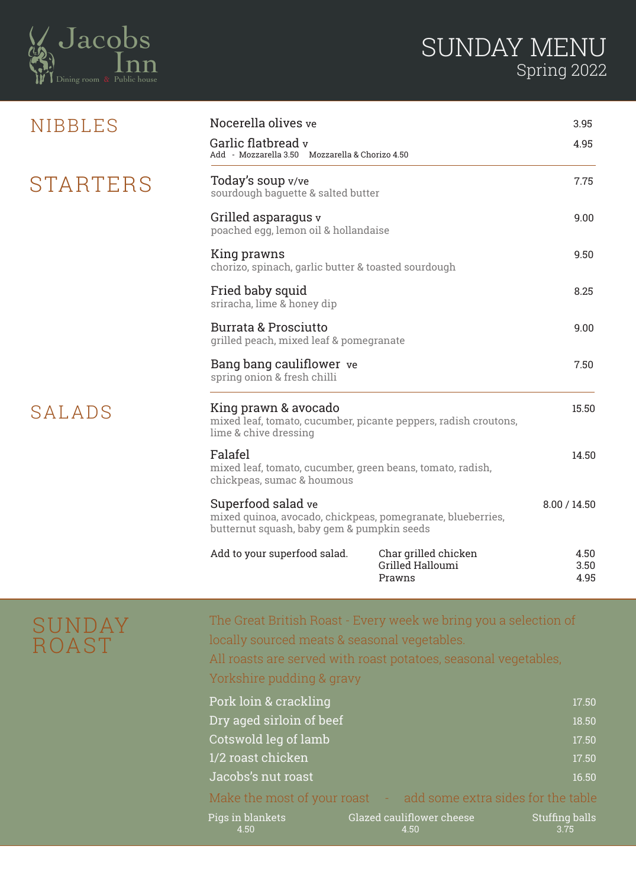# Jacobs Inn

Dining room & Public house

# SUNDAY MENU

Spring 2022

## NIBBLES

**Nocerella olives** ve — 3.95

**Garlic flatbread** v — 4.95
Add - Mozzarella 3.50 Mozzarella & Chorizo 4.50

## STARTERS

**Today's soup** v/ve — 7.75
sourdough baguette & salted butter

**Grilled asparagus** v — 9.00
poached egg, lemon oil & hollandaise

**King prawns** — 9.50
chorizo, spinach, garlic butter & toasted sourdough

**Fried baby squid** — 8.25
sriracha, lime & honey dip

**Burrata & Prosciutto** — 9.00
grilled peach, mixed leaf & pomegranate

**Bang bang cauliflower** ve — 7.50
spring onion & fresh chilli

## SALADS

**King prawn & avocado** — 15.50
mixed leaf, tomato, cucumber, picante peppers, radish croutons, lime & chive dressing

**Falafel** — 14.50
mixed leaf, tomato, cucumber, green beans, tomato, radish, chickpeas, sumac & houmous

**Superfood salad** ve — 8.00 / 14.50
mixed quinoa, avocado, chickpeas, pomegranate, blueberries, butternut squash, baby gem & pumpkin seeds

Add to your superfood salad.

| | |
|---|---|
| Char grilled chicken | 4.50 |
| Grilled Halloumi | 3.50 |
| Prawns | 4.95 |

## SUNDAY ROAST

The Great British Roast - Every week we bring you a selection of locally sourced meats & seasonal vegetables.
All roasts are served with roast potatoes, seasonal vegetables, Yorkshire pudding & gravy

| | |
|---|---|
| Pork loin & crackling | 17.50 |
| Dry aged sirloin of beef | 18.50 |
| Cotswold leg of lamb | 17.50 |
| 1/2 roast chicken | 17.50 |
| Jacobs's nut roast | 16.50 |

Make the most of your roast - add some extra sides for the table

| | |
|---|---|
| Pigs in blankets | 4.50 |
| Glazed cauliflower cheese | 4.50 |
| Stuffing balls | 3.75 |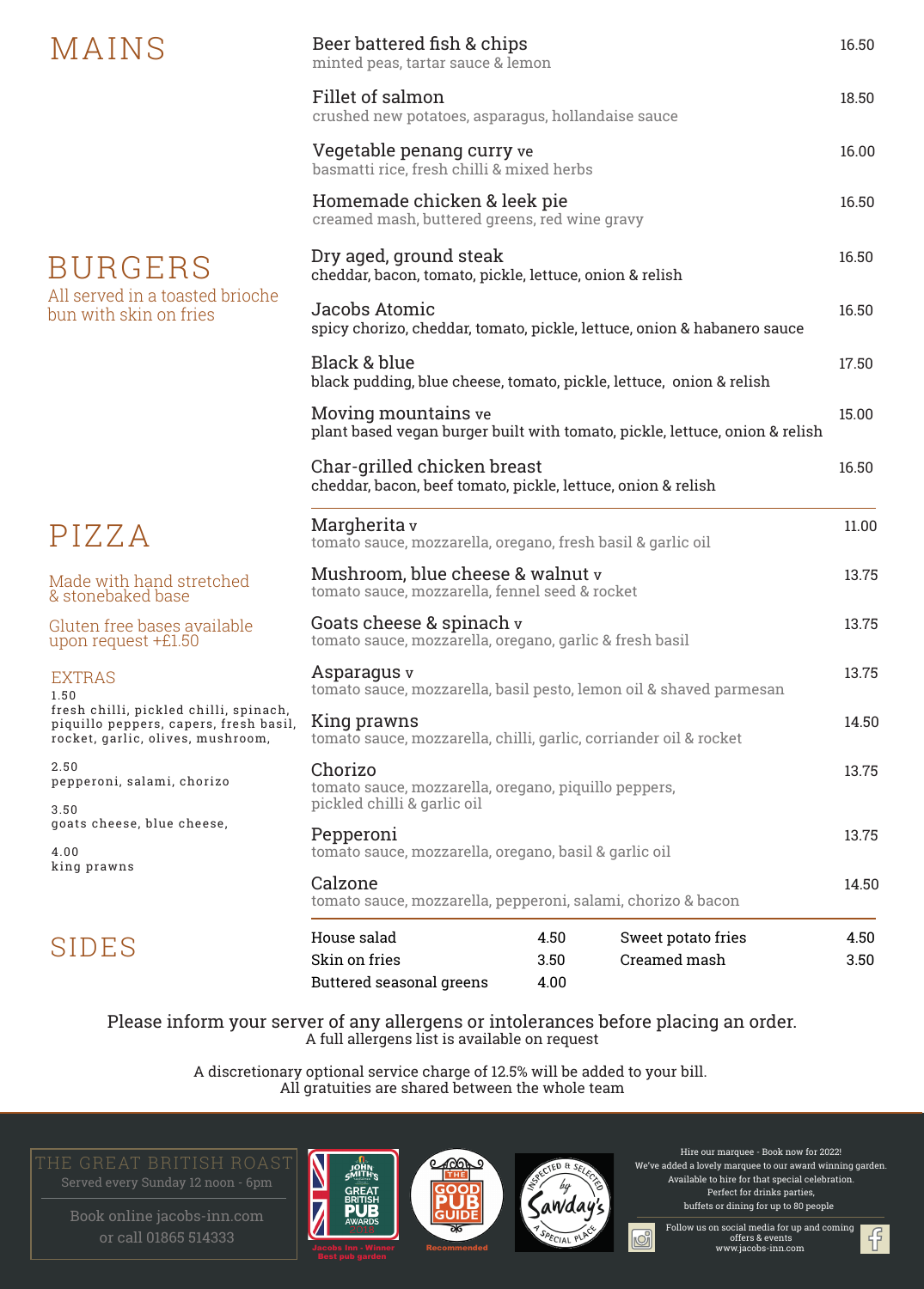## MAINS

**Beer battered fish & chips** — 16.50
minted peas, tartar sauce & lemon

**Fillet of salmon** — 18.50
crushed new potatoes, asparagus, hollandaise sauce

**Vegetable penang curry** ve — 16.00
basmatti rice, fresh chilli & mixed herbs

**Homemade chicken & leek pie** — 16.50
creamed mash, buttered greens, red wine gravy

## BURGERS

All served in a toasted brioche bun with skin on fries

**Dry aged, ground steak** — 16.50
cheddar, bacon, tomato, pickle, lettuce, onion & relish

**Jacobs Atomic** — 16.50
spicy chorizo, cheddar, tomato, pickle, lettuce, onion & habanero sauce

**Black & blue** — 17.50
black pudding, blue cheese, tomato, pickle, lettuce, onion & relish

**Moving mountains** ve — 15.00
plant based vegan burger built with tomato, pickle, lettuce, onion & relish

**Char-grilled chicken breast** — 16.50
cheddar, bacon, beef tomato, pickle, lettuce, onion & relish

## PIZZA

Made with hand stretched & stonebaked base

Gluten free bases available upon request +£1.50

**Margherita** v — 11.00
tomato sauce, mozzarella, oregano, fresh basil & garlic oil

**Mushroom, blue cheese & walnut** v — 13.75
tomato sauce, mozzarella, fennel seed & rocket

**Goats cheese & spinach** v — 13.75
tomato sauce, mozzarella, oregano, garlic & fresh basil

**Asparagus** v — 13.75
tomato sauce, mozzarella, basil pesto, lemon oil & shaved parmesan

**King prawns** — 14.50
tomato sauce, mozzarella, chilli, garlic, corriander oil & rocket

**Chorizo** — 13.75
tomato sauce, mozzarella, oregano, piquillo peppers, pickled chilli & garlic oil

**Pepperoni** — 13.75
tomato sauce, mozzarella, oregano, basil & garlic oil

**Calzone** — 14.50
tomato sauce, mozzarella, pepperoni, salami, chorizo & bacon

### EXTRAS

1.50
fresh chilli, pickled chilli, spinach, piquillo peppers, capers, fresh basil, rocket, garlic, olives, mushroom,

2.50
pepperoni, salami, chorizo

3.50
goats cheese, blue cheese,

4.00
king prawns

## SIDES

| | | | |
|---|---|---|---|
| House salad | 4.50 | Sweet potato fries | 4.50 |
| Skin on fries | 3.50 | Creamed mash | 3.50 |
| Buttered seasonal greens | 4.00 | | |

Please inform your server of any allergens or intolerances before placing an order.
A full allergens list is available on request

A discretionary optional service charge of 12.5% will be added to your bill.
All gratuities are shared between the whole team

---

THE GREAT BRITISH ROAST
Served every Sunday 12 noon - 6pm

Book online jacobs-inn.com
or call 01865 514333

John Smith's Great British Pub Awards 2018 — Jacobs Inn - Winner Best pub garden

The Good Pub Guide — Recommended

Inspected & Selected by Sawday's — A Special Place

Hire our marquee - Book now for 2022!
We've added a lovely marquee to our award winning garden.
Available to hire for that special celebration.
Perfect for drinks parties,
buffets or dining for up to 80 people

Follow us on social media for up and coming offers & events
www.jacobs-inn.com